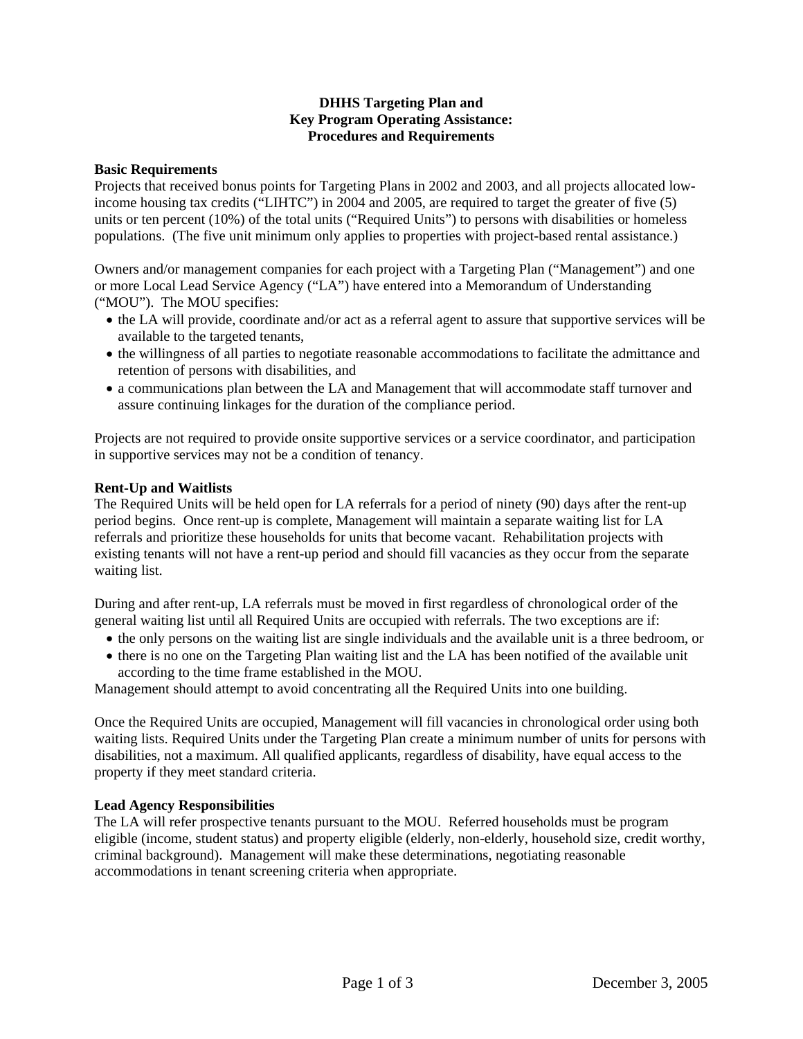# DHHS Targeting Plan and Key Program Operating Assistance: Procedures and Requirements

**Basic Requirements**

Projects that received bonus points for Targeting Plans in 2002 and 2003, and all projects allocated low-income housing tax credits ("LIHTC") in 2004 and 2005, are required to target the greater of five (5) units or ten percent (10%) of the total units ("Required Units") to persons with disabilities or homeless populations. (The five unit minimum only applies to properties with project-based rental assistance.)

Owners and/or management companies for each project with a Targeting Plan ("Management") and one or more Local Lead Service Agency ("LA") have entered into a Memorandum of Understanding ("MOU"). The MOU specifies:

- the LA will provide, coordinate and/or act as a referral agent to assure that supportive services will be available to the targeted tenants,
- the willingness of all parties to negotiate reasonable accommodations to facilitate the admittance and retention of persons with disabilities, and
- a communications plan between the LA and Management that will accommodate staff turnover and assure continuing linkages for the duration of the compliance period.

Projects are not required to provide onsite supportive services or a service coordinator, and participation in supportive services may not be a condition of tenancy.

**Rent-Up and Waitlists**

The Required Units will be held open for LA referrals for a period of ninety (90) days after the rent-up period begins. Once rent-up is complete, Management will maintain a separate waiting list for LA referrals and prioritize these households for units that become vacant. Rehabilitation projects with existing tenants will not have a rent-up period and should fill vacancies as they occur from the separate waiting list.

During and after rent-up, LA referrals must be moved in first regardless of chronological order of the general waiting list until all Required Units are occupied with referrals. The two exceptions are if:

- the only persons on the waiting list are single individuals and the available unit is a three bedroom, or
- there is no one on the Targeting Plan waiting list and the LA has been notified of the available unit according to the time frame established in the MOU.

Management should attempt to avoid concentrating all the Required Units into one building.

Once the Required Units are occupied, Management will fill vacancies in chronological order using both waiting lists. Required Units under the Targeting Plan create a minimum number of units for persons with disabilities, not a maximum. All qualified applicants, regardless of disability, have equal access to the property if they meet standard criteria.

**Lead Agency Responsibilities**

The LA will refer prospective tenants pursuant to the MOU. Referred households must be program eligible (income, student status) and property eligible (elderly, non-elderly, household size, credit worthy, criminal background). Management will make these determinations, negotiating reasonable accommodations in tenant screening criteria when appropriate.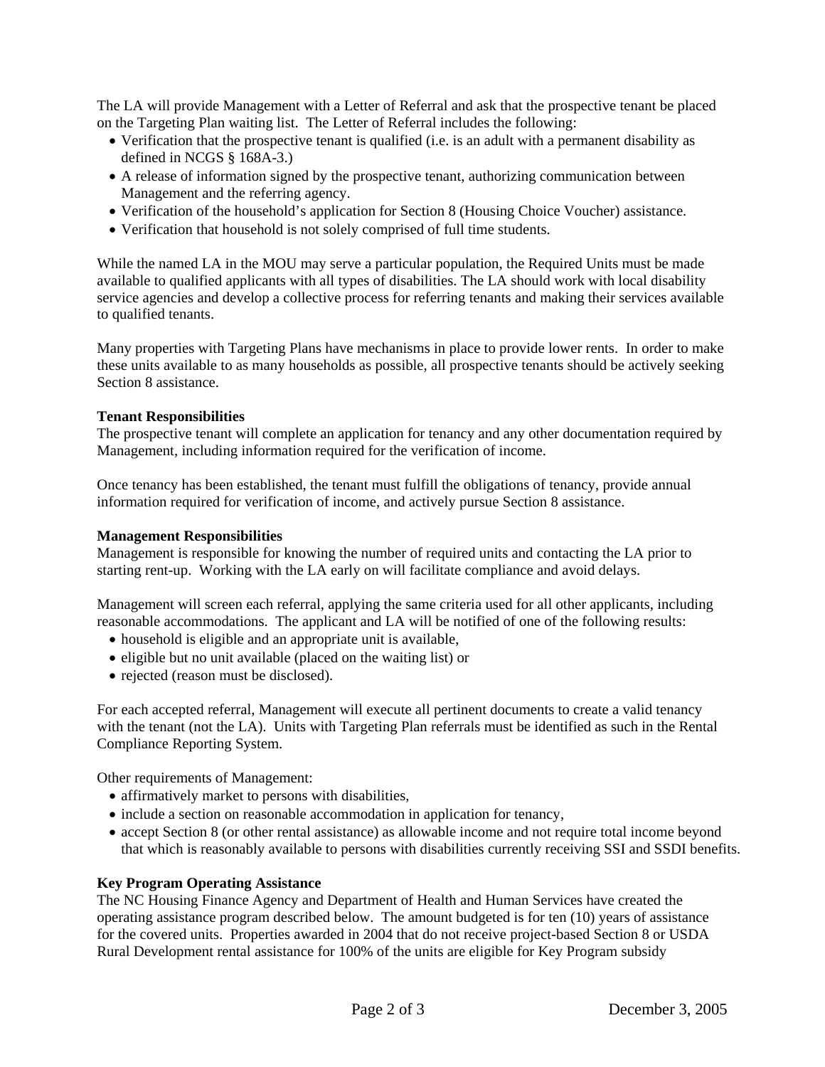The LA will provide Management with a Letter of Referral and ask that the prospective tenant be placed on the Targeting Plan waiting list. The Letter of Referral includes the following:

- Verification that the prospective tenant is qualified (i.e. is an adult with a permanent disability as defined in NCGS § 168A-3.)
- A release of information signed by the prospective tenant, authorizing communication between Management and the referring agency.
- Verification of the household's application for Section 8 (Housing Choice Voucher) assistance.
- Verification that household is not solely comprised of full time students.

While the named LA in the MOU may serve a particular population, the Required Units must be made available to qualified applicants with all types of disabilities. The LA should work with local disability service agencies and develop a collective process for referring tenants and making their services available to qualified tenants.

Many properties with Targeting Plans have mechanisms in place to provide lower rents. In order to make these units available to as many households as possible, all prospective tenants should be actively seeking Section 8 assistance.

**Tenant Responsibilities**

The prospective tenant will complete an application for tenancy and any other documentation required by Management, including information required for the verification of income.

Once tenancy has been established, the tenant must fulfill the obligations of tenancy, provide annual information required for verification of income, and actively pursue Section 8 assistance.

**Management Responsibilities**

Management is responsible for knowing the number of required units and contacting the LA prior to starting rent-up. Working with the LA early on will facilitate compliance and avoid delays.

Management will screen each referral, applying the same criteria used for all other applicants, including reasonable accommodations. The applicant and LA will be notified of one of the following results:

- household is eligible and an appropriate unit is available,
- eligible but no unit available (placed on the waiting list) or
- rejected (reason must be disclosed).

For each accepted referral, Management will execute all pertinent documents to create a valid tenancy with the tenant (not the LA). Units with Targeting Plan referrals must be identified as such in the Rental Compliance Reporting System.

Other requirements of Management:

- affirmatively market to persons with disabilities,
- include a section on reasonable accommodation in application for tenancy,
- accept Section 8 (or other rental assistance) as allowable income and not require total income beyond that which is reasonably available to persons with disabilities currently receiving SSI and SSDI benefits.

**Key Program Operating Assistance**

The NC Housing Finance Agency and Department of Health and Human Services have created the operating assistance program described below. The amount budgeted is for ten (10) years of assistance for the covered units. Properties awarded in 2004 that do not receive project-based Section 8 or USDA Rural Development rental assistance for 100% of the units are eligible for Key Program subsidy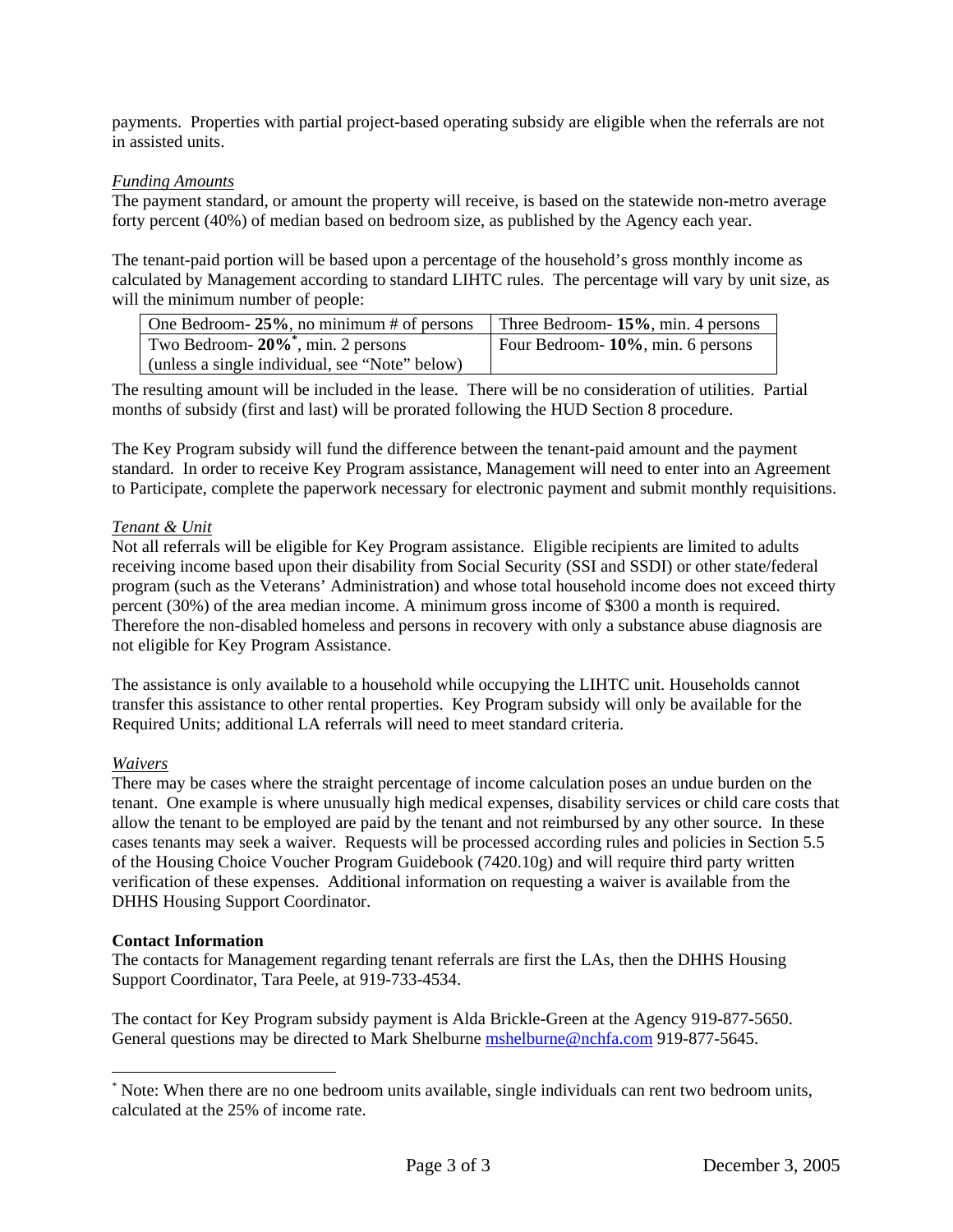payments. Properties with partial project-based operating subsidy are eligible when the referrals are not in assisted units.

*Funding Amounts*

The payment standard, or amount the property will receive, is based on the statewide non-metro average forty percent (40%) of median based on bedroom size, as published by the Agency each year.

The tenant-paid portion will be based upon a percentage of the household's gross monthly income as calculated by Management according to standard LIHTC rules. The percentage will vary by unit size, as will the minimum number of people:

| | |
|---|---|
| One Bedroom- **25%**, no minimum # of persons | Three Bedroom- **15%**, min. 4 persons |
| Two Bedroom- **20%**\*, min. 2 persons (unless a single individual, see "Note" below) | Four Bedroom- **10%**, min. 6 persons |

The resulting amount will be included in the lease. There will be no consideration of utilities. Partial months of subsidy (first and last) will be prorated following the HUD Section 8 procedure.

The Key Program subsidy will fund the difference between the tenant-paid amount and the payment standard. In order to receive Key Program assistance, Management will need to enter into an Agreement to Participate, complete the paperwork necessary for electronic payment and submit monthly requisitions.

*Tenant & Unit*

Not all referrals will be eligible for Key Program assistance. Eligible recipients are limited to adults receiving income based upon their disability from Social Security (SSI and SSDI) or other state/federal program (such as the Veterans' Administration) and whose total household income does not exceed thirty percent (30%) of the area median income. A minimum gross income of $300 a month is required. Therefore the non-disabled homeless and persons in recovery with only a substance abuse diagnosis are not eligible for Key Program Assistance.

The assistance is only available to a household while occupying the LIHTC unit. Households cannot transfer this assistance to other rental properties. Key Program subsidy will only be available for the Required Units; additional LA referrals will need to meet standard criteria.

*Waivers*

There may be cases where the straight percentage of income calculation poses an undue burden on the tenant. One example is where unusually high medical expenses, disability services or child care costs that allow the tenant to be employed are paid by the tenant and not reimbursed by any other source. In these cases tenants may seek a waiver. Requests will be processed according rules and policies in Section 5.5 of the Housing Choice Voucher Program Guidebook (7420.10g) and will require third party written verification of these expenses. Additional information on requesting a waiver is available from the DHHS Housing Support Coordinator.

**Contact Information**

The contacts for Management regarding tenant referrals are first the LAs, then the DHHS Housing Support Coordinator, Tara Peele, at 919-733-4534.

The contact for Key Program subsidy payment is Alda Brickle-Green at the Agency 919-877-5650. General questions may be directed to Mark Shelburne mshelburne@nchfa.com 919-877-5645.

\* Note: When there are no one bedroom units available, single individuals can rent two bedroom units, calculated at the 25% of income rate.